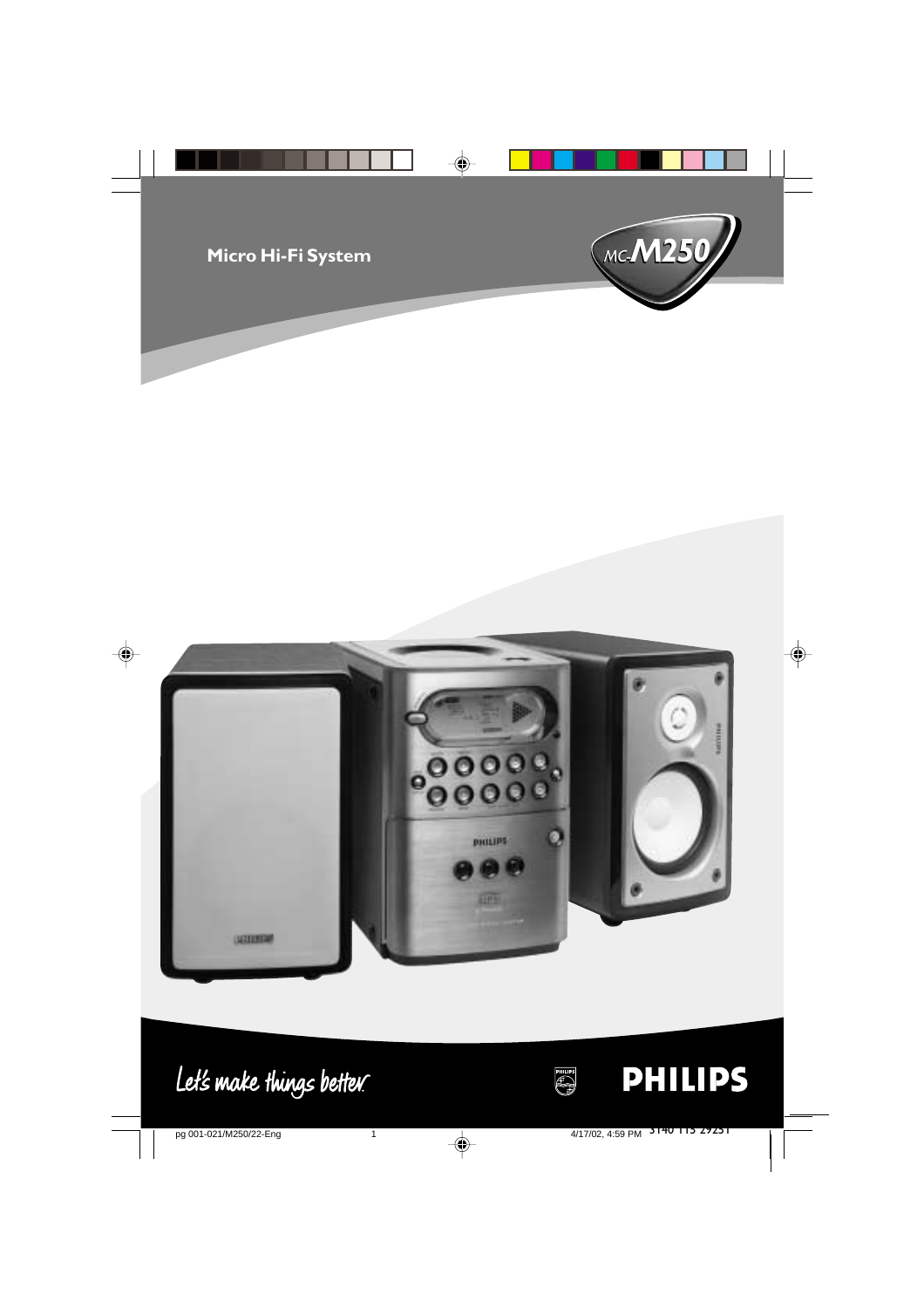# Micro Hi-Fi System

MC-M250

Let's make things better.

PHILIPS

3140 115 29251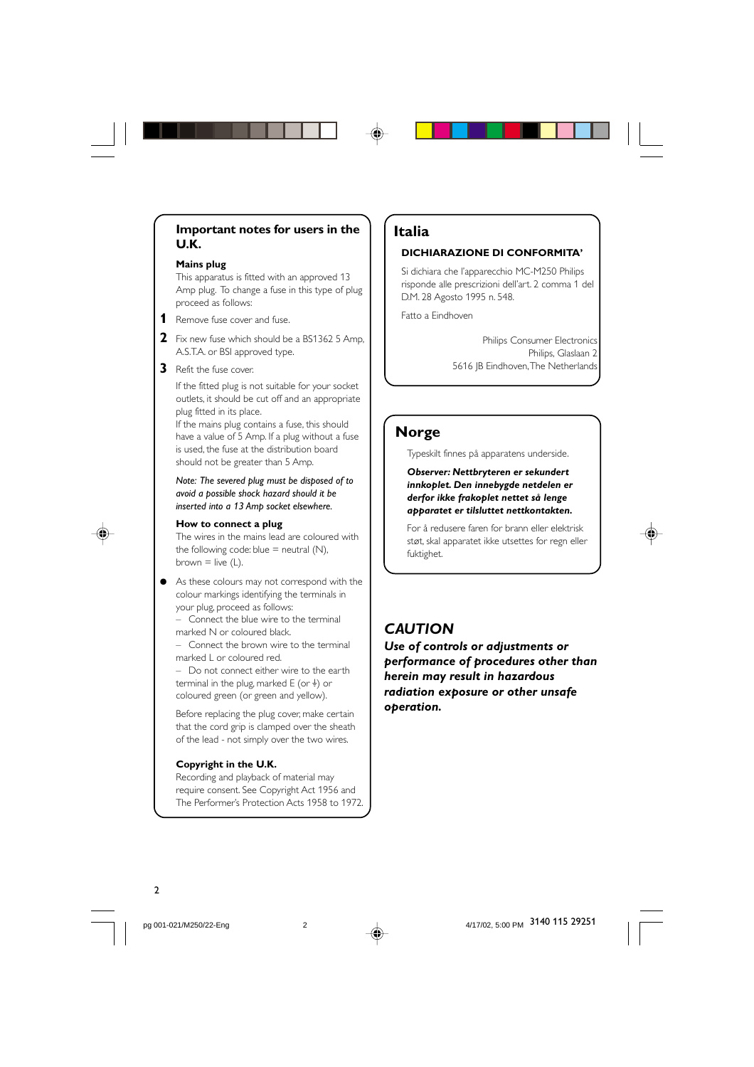## Important notes for users in the U.K.

**Mains plug**

This apparatus is fitted with an approved 13 Amp plug. To change a fuse in this type of plug proceed as follows:

1. Remove fuse cover and fuse.
2. Fix new fuse which should be a BS1362 5 Amp, A.S.T.A. or BSI approved type.
3. Refit the fuse cover.

If the fitted plug is not suitable for your socket outlets, it should be cut off and an appropriate plug fitted in its place.
If the mains plug contains a fuse, this should have a value of 5 Amp. If a plug without a fuse is used, the fuse at the distribution board should not be greater than 5 Amp.

*Note: The severed plug must be disposed of to avoid a possible shock hazard should it be inserted into a 13 Amp socket elsewhere.*

**How to connect a plug**

The wires in the mains lead are coloured with the following code: blue = neutral (N), brown = live (L).

- As these colours may not correspond with the colour markings identifying the terminals in your plug, proceed as follows:
  – Connect the blue wire to the terminal marked N or coloured black.
  – Connect the brown wire to the terminal marked L or coloured red.
  – Do not connect either wire to the earth terminal in the plug, marked E (or ⏚) or coloured green (or green and yellow).

Before replacing the plug cover, make certain that the cord grip is clamped over the sheath of the lead - not simply over the two wires.

**Copyright in the U.K.**

Recording and playback of material may require consent. See Copyright Act 1956 and The Performer's Protection Acts 1958 to 1972.

## Italia

**DICHIARAZIONE DI CONFORMITA'**

Si dichiara che l'apparecchio MC-M250 Philips risponde alle prescrizioni dell'art. 2 comma 1 del D.M. 28 Agosto 1995 n. 548.

Fatto a Eindhoven

Philips Consumer Electronics
Philips, Glaslaan 2
5616 JB Eindhoven, The Netherlands

## Norge

Typeskilt finnes på apparatens underside.

***Observer: Nettbryteren er sekundert innkoplet. Den innebygde netdelen er derfor ikke frakoplet nettet så lenge apparatet er tilsluttet nettkontakten.***

For å redusere faren for brann eller elektrisk støt, skal apparatet ikke utsettes for regn eller fuktighet.

## *CAUTION*

***Use of controls or adjustments or performance of procedures other than herein may result in hazardous radiation exposure or other unsafe operation.***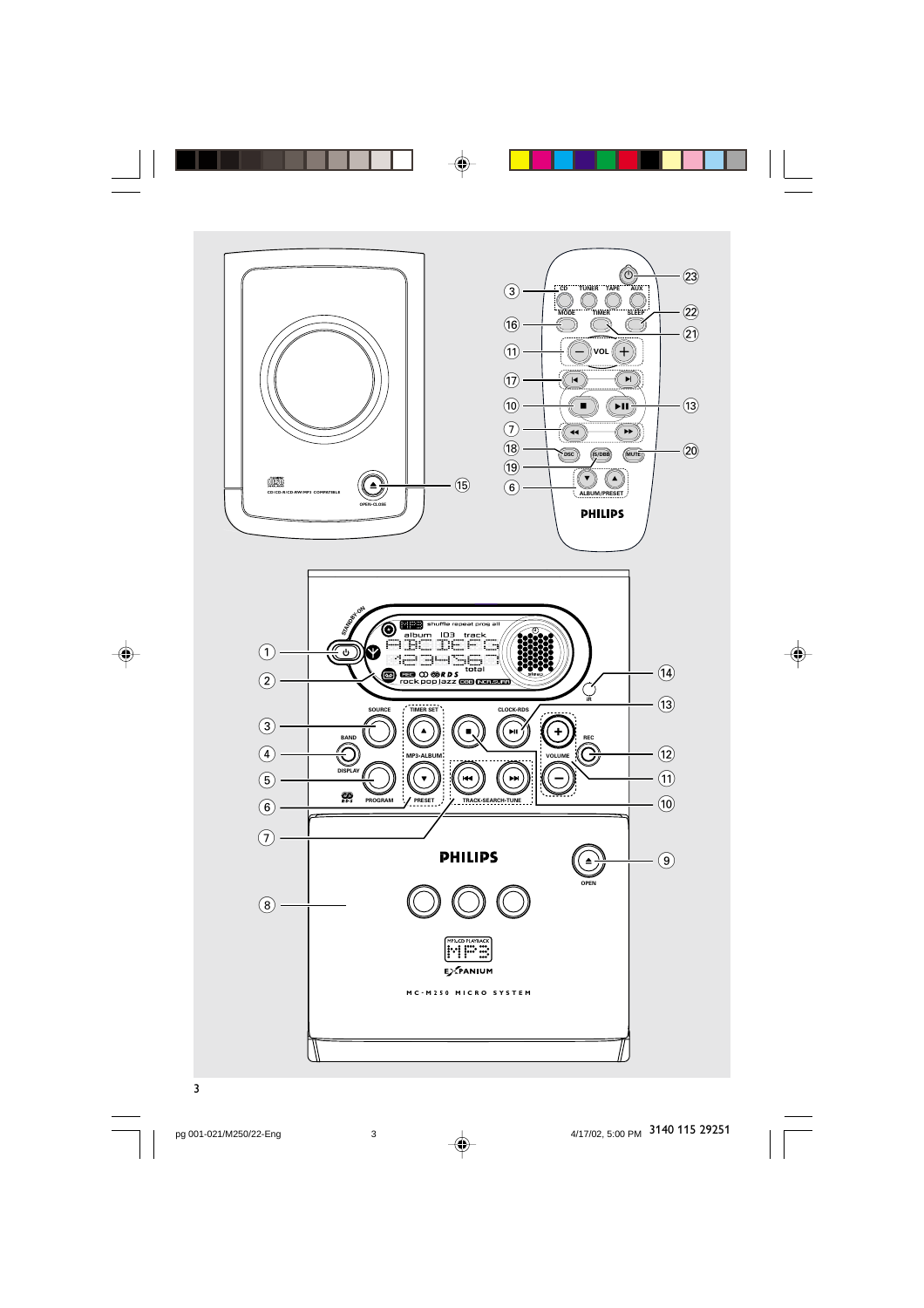CD/CD-R/CD-RW/MP3 COMPATIBLE

OPEN•CLOSE

15

CD TUNER TAPE AUX

MODE TIMER SLEEP

VOL

DSC IS/DBB MUTE

ALBUM/PRESET

PHILIPS

1 2 3 4 5 6 7 8 9 10 11 12 13 14 16 17 18 19 20 21 22 23

STANDBY-ON

shuffle repeat prog all

album ID3 track

total

rock pop jazz

RDS

IR

SOURCE

TIMER SET

CLOCK•RDS

BAND

MP3-ALBUM

REC

DISPLAY

VOLUME

PROGRAM

PRESET

TRACK•SEARCH•TUNE

PHILIPS

OPEN

MP3-CD PLAYBACK

EXPANIUM

MC-M250 MICRO SYSTEM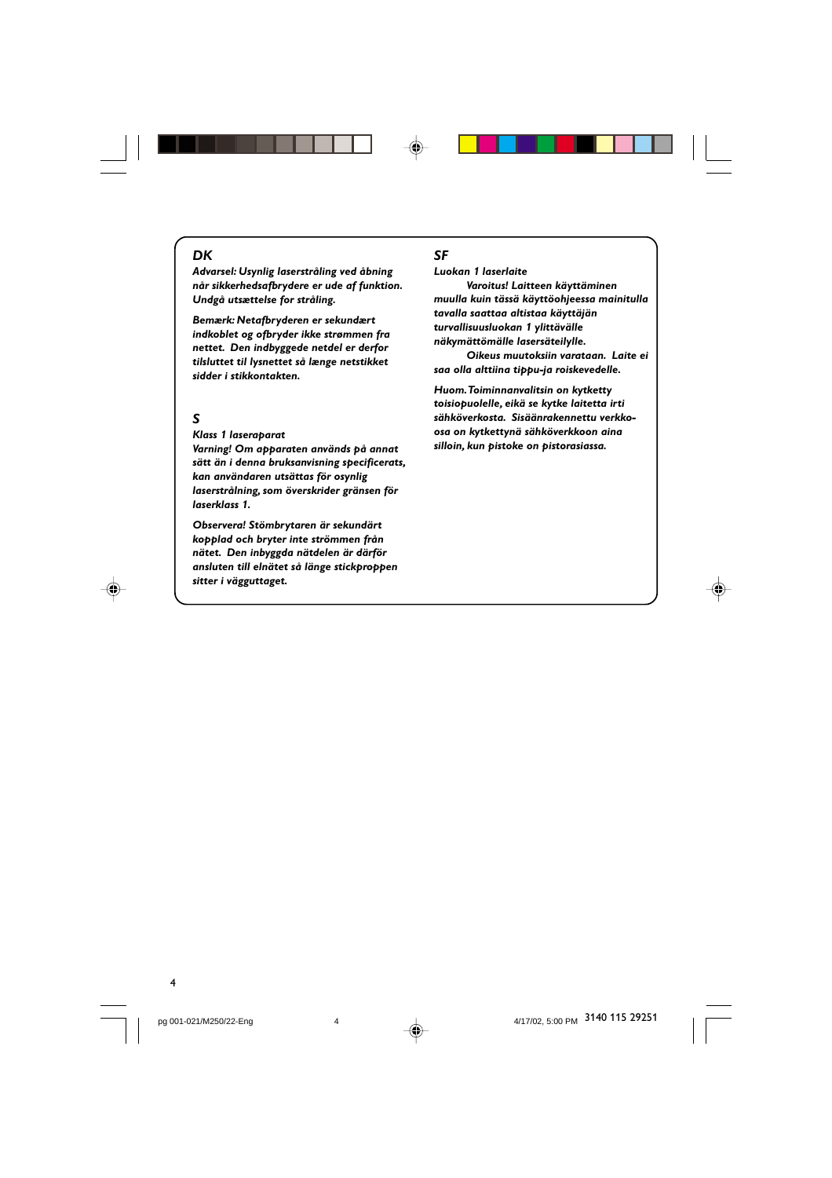## DK

***Advarsel: Usynlig laserstråling ved åbning når sikkerhedsafbrydere er ude af funktion. Undgå utsættelse for stråling.***

***Bemærk: Netafbryderen er sekundært indkoblet og ofbryder ikke strømmen fra nettet. Den indbyggede netdel er derfor tilsluttet til lysnettet så længe netstikket sidder i stikkontakten.***

## S

***Klass 1 laseraparat***
***Varning! Om apparaten används på annat sätt än i denna bruksanvisning specificerats, kan användaren utsättas för osynlig laserstrålning, som överskrider gränsen för laserklass 1.***

***Observera! Stömbrytaren är sekundärt kopplad och bryter inte strömmen från nätet. Den inbyggda nätdelen är därför ansluten till elnätet så länge stickproppen sitter i vägguttaget.***

## SF

***Luokan 1 laserlaite***
***Varoitus! Laitteen käyttäminen muulla kuin tässä käyttöohjeessa mainitulla tavalla saattaa altistaa käyttäjän turvallisuusluokan 1 ylittävälle näkymättömälle lasersäteilylle.***
***Oikeus muutoksiin varataan. Laite ei saa olla alttiina tippu-ja roiskevedelle.***

***Huom. Toiminnanvalitsin on kytketty toisiopuolelle, eikä se kytke laitetta irti sähköverkosta. Sisäänrakennettu verkko-osa on kytkettynä sähköverkkoon aina silloin, kun pistoke on pistorasiassa.***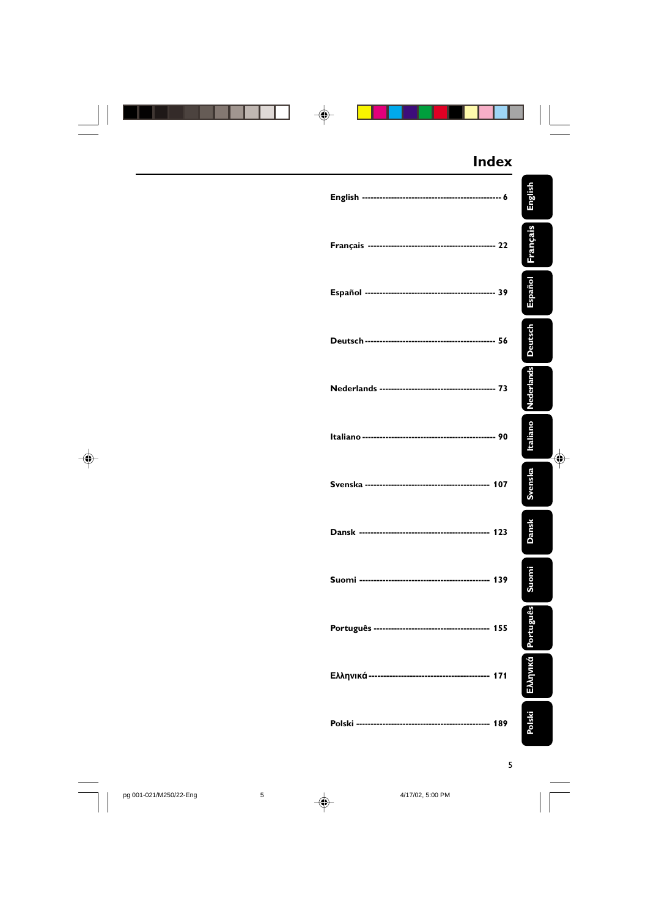# Index

English ------------------------------------------------ 6

Français ------------------------------------------- 22

Español -------------------------------------------- 39

Deutsch -------------------------------------------- 56

Nederlands --------------------------------------- 73

Italiano --------------------------------------------- 90

Svenska ----------------------------------------- 107

Dansk ------------------------------------------- 123

Suomi ------------------------------------------- 139

Português ---------------------------------------- 155

Ελληνικά ---------------------------------------- 171

Polski -------------------------------------------- 189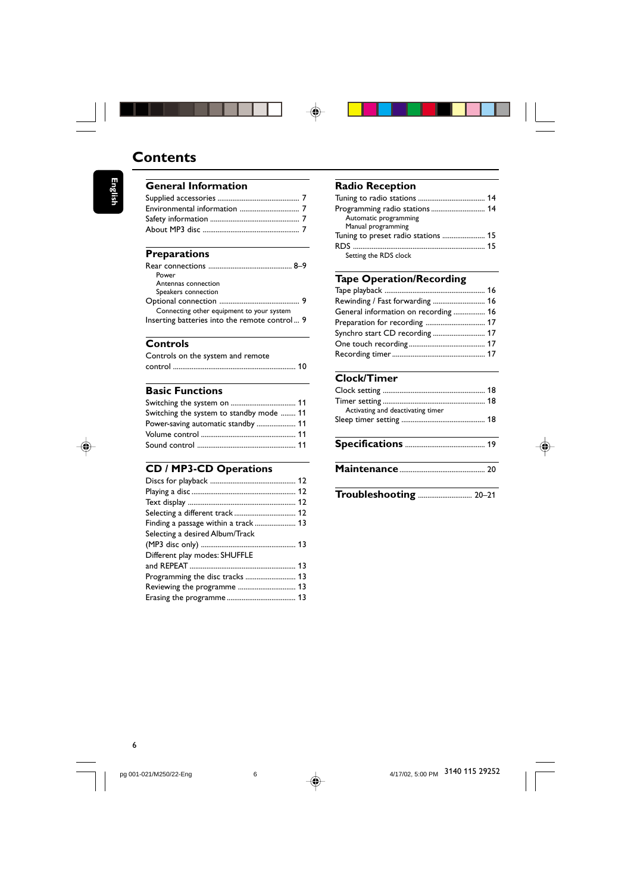# Contents

English

## General Information

Supplied accessories ............................................ 7
Environmental information ................................ 7
Safety information ................................................ 7
About MP3 disc .................................................... 7

## Preparations

Rear connections ............................................ 8–9
Power
Antennas connection
Speakers connection
Optional connection ........................................... 9
Connecting other equipment to your system
Inserting batteries into the remote control ... 9

## Controls

Controls on the system and remote control ................................................................. 10

## Basic Functions

Switching the system on ................................... 11
Switching the system to standby mode ........ 11
Power-saving automatic standby ..................... 11
Volume control .................................................. 11
Sound control ..................................................... 11

## CD / MP3-CD Operations

Discs for playback .............................................. 12
Playing a disc ........................................................ 12
Text display .......................................................... 12
Selecting a different track ................................. 12
Finding a passage within a track ...................... 13
Selecting a desired Album/Track (MP3 disc only) ................................................... 13
Different play modes: SHUFFLE and REPEAT ......................................................... 13
Programming the disc tracks ........................... 13
Reviewing the programme ............................... 13
Erasing the programme ..................................... 13

## Radio Reception

Tuning to radio stations .................................... 14
Programming radio stations ............................. 14
Automatic programming
Manual programming
Tuning to preset radio stations ....................... 15
RDS ....................................................................... 15
Setting the RDS clock

## Tape Operation/Recording

Tape playback ...................................................... 16
Rewinding / Fast forwarding ............................ 16
General information on recording ................. 16
Preparation for recording ................................ 17
Synchro start CD recording ............................ 17
One touch recording ......................................... 17
Recording timer .................................................. 17

## Clock/Timer

Clock setting ....................................................... 18
Timer setting ....................................................... 18
Activating and deactivating timer
Sleep timer setting ............................................. 18

## Specifications ........................................... 19

## Maintenance ............................................. 20

## Troubleshooting ............................. 20–21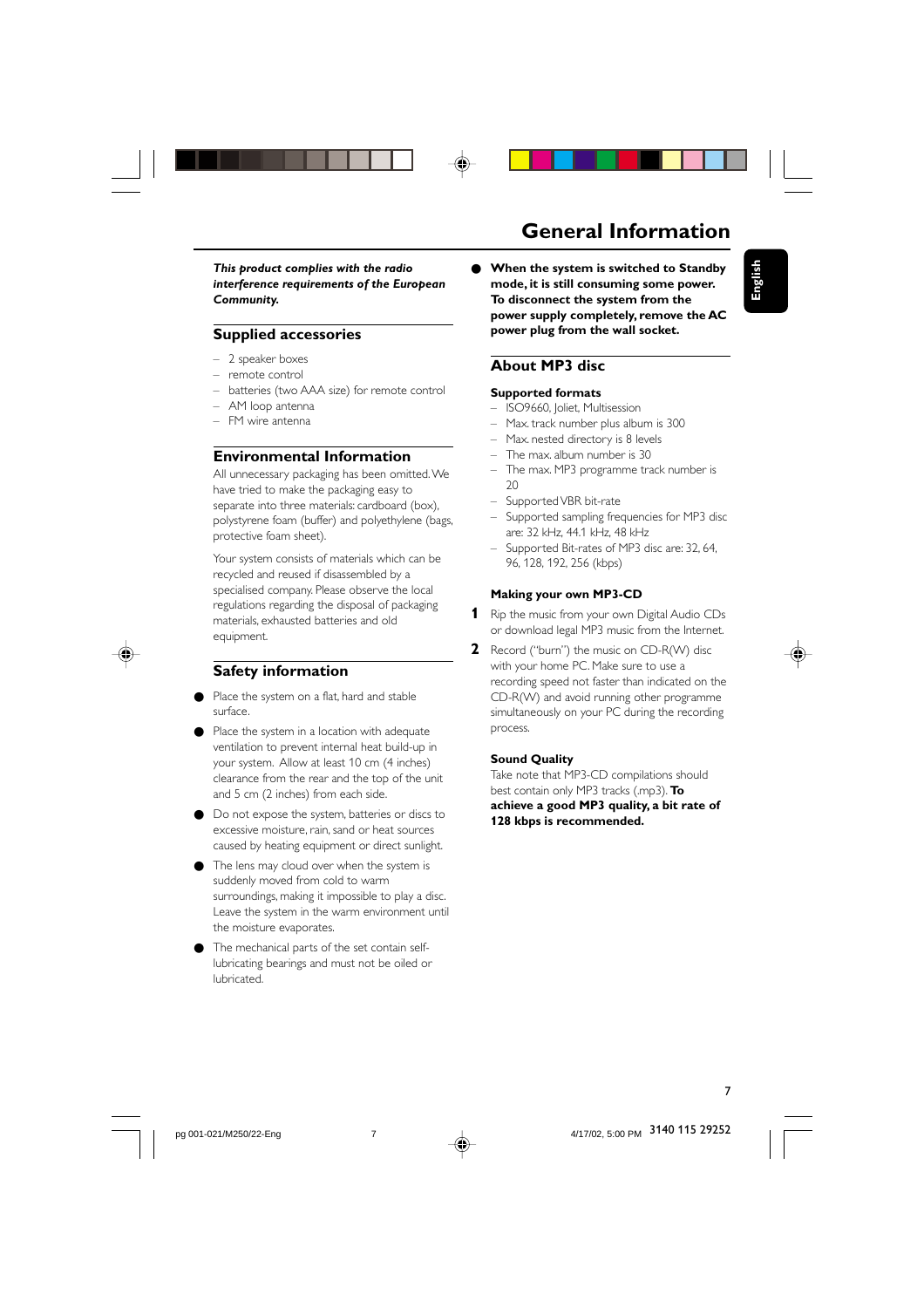# General Information

***This product complies with the radio interference requirements of the European Community.***

## Supplied accessories

– 2 speaker boxes
– remote control
– batteries (two AAA size) for remote control
– AM loop antenna
– FM wire antenna

## Environmental Information

All unnecessary packaging has been omitted. We have tried to make the packaging easy to separate into three materials: cardboard (box), polystyrene foam (buffer) and polyethylene (bags, protective foam sheet).

Your system consists of materials which can be recycled and reused if disassembled by a specialised company. Please observe the local regulations regarding the disposal of packaging materials, exhausted batteries and old equipment.

## Safety information

- Place the system on a flat, hard and stable surface.
- Place the system in a location with adequate ventilation to prevent internal heat build-up in your system. Allow at least 10 cm (4 inches) clearance from the rear and the top of the unit and 5 cm (2 inches) from each side.
- Do not expose the system, batteries or discs to excessive moisture, rain, sand or heat sources caused by heating equipment or direct sunlight.
- The lens may cloud over when the system is suddenly moved from cold to warm surroundings, making it impossible to play a disc. Leave the system in the warm environment until the moisture evaporates.
- The mechanical parts of the set contain self-lubricating bearings and must not be oiled or lubricated.
- **When the system is switched to Standby mode, it is still consuming some power. To disconnect the system from the power supply completely, remove the AC power plug from the wall socket.**

## About MP3 disc

### Supported formats

– ISO9660, Joliet, Multisession
– Max. track number plus album is 300
– Max. nested directory is 8 levels
– The max. album number is 30
– The max. MP3 programme track number is 20
– Supported VBR bit-rate
– Supported sampling frequencies for MP3 disc are: 32 kHz, 44.1 kHz, 48 kHz
– Supported Bit-rates of MP3 disc are: 32, 64, 96, 128, 192, 256 (kbps)

### Making your own MP3-CD

**1** Rip the music from your own Digital Audio CDs or download legal MP3 music from the Internet.

**2** Record ("burn") the music on CD-R(W) disc with your home PC. Make sure to use a recording speed not faster than indicated on the CD-R(W) and avoid running other programme simultaneously on your PC during the recording process.

### Sound Quality

Take note that MP3-CD compilations should best contain only MP3 tracks (.mp3). **To achieve a good MP3 quality, a bit rate of 128 kbps is recommended.**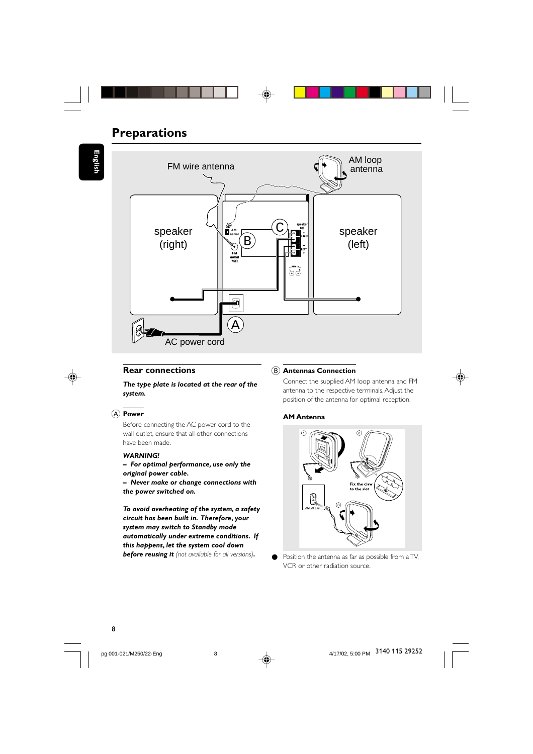# Preparations

FM wire antenna

AM loop antenna

speaker (right)

speaker (left)

AC power cord

A

B

C

## Rear connections

***The type plate is located at the rear of the system.***

### Ⓐ Power

Before connecting the AC power cord to the wall outlet, ensure that all other connections have been made.

***WARNING!***

***– For optimal performance, use only the original power cable.***

***– Never make or change connections with the power switched on.***

***To avoid overheating of the system, a safety circuit has been built in. Therefore, your system may switch to Standby mode automatically under extreme conditions. If this happens, let the system cool down before reusing it*** *(not available for all versions)*.

### Ⓑ Antennas Connection

Connect the supplied AM loop antenna and FM antenna to the respective terminals. Adjust the position of the antenna for optimal reception.

**AM Antenna**

①

②

Fix the claw to the slot

③

AM AERIAL

- Position the antenna as far as possible from a TV, VCR or other radiation source.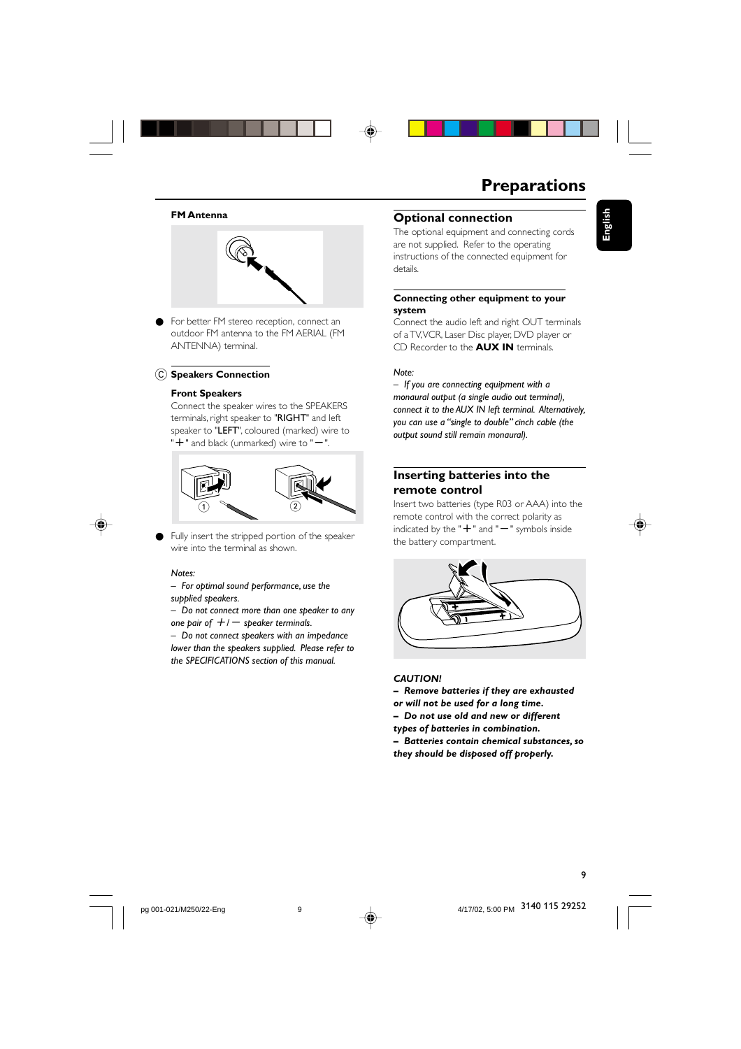# Preparations

### FM Antenna

- For better FM stereo reception, connect an outdoor FM antenna to the FM AERIAL (FM ANTENNA) terminal.

### Ⓒ Speakers Connection

**Front Speakers**

Connect the speaker wires to the SPEAKERS terminals, right speaker to "**RIGHT**" and left speaker to "**LEFT**", coloured (marked) wire to "+" and black (unmarked) wire to "−".

1 2

- Fully insert the stripped portion of the speaker wire into the terminal as shown.

*Notes:*

*– For optimal sound performance, use the supplied speakers.*

*– Do not connect more than one speaker to any one pair of +/− speaker terminals.*

*– Do not connect speakers with an impedance lower than the speakers supplied. Please refer to the SPECIFICATIONS section of this manual.*

## Optional connection

The optional equipment and connecting cords are not supplied. Refer to the operating instructions of the connected equipment for details.

### Connecting other equipment to your system

Connect the audio left and right OUT terminals of a TV, VCR, Laser Disc player, DVD player or CD Recorder to the **AUX IN** terminals.

*Note:*

*– If you are connecting equipment with a monaural output (a single audio out terminal), connect it to the AUX IN left terminal. Alternatively, you can use a "single to double" cinch cable (the output sound still remain monaural).*

## Inserting batteries into the remote control

Insert two batteries (type R03 or AAA) into the remote control with the correct polarity as indicated by the "+" and "−" symbols inside the battery compartment.

***CAUTION!***

***– Remove batteries if they are exhausted or will not be used for a long time.***

***– Do not use old and new or different types of batteries in combination.***

***– Batteries contain chemical substances, so they should be disposed off properly.***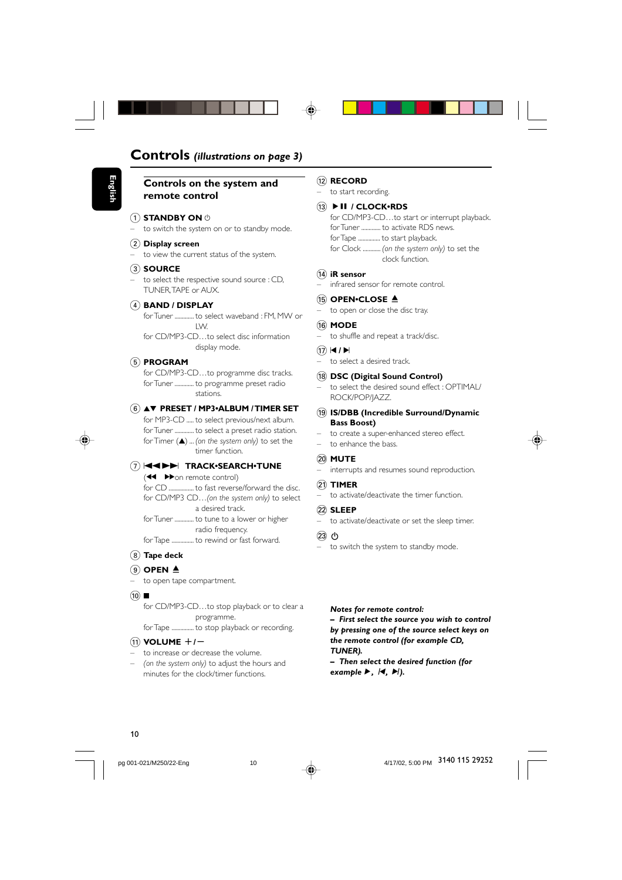# Controls *(illustrations on page 3)*

## Controls on the system and remote control

① **STANDBY ON** ⏻
– to switch the system on or to standby mode.

② **Display screen**
– to view the current status of the system.

③ **SOURCE**
– to select the respective sound source : CD, TUNER, TAPE or AUX.

④ **BAND / DISPLAY**
for Tuner ............ to select waveband : FM, MW or LW.
for CD/MP3-CD…to select disc information display mode.

⑤ **PROGRAM**
for CD/MP3-CD…to programme disc tracks.
for Tuner ............ to programme preset radio stations.

⑥ **▲▼ PRESET / MP3•ALBUM / TIMER SET**
for MP3-CD ..... to select previous/next album.
for Tuner ............ to select a preset radio station.
for Timer (▲) ... *(on the system only)* to set the timer function.

⑦ **⏮◀◀ ▶▶⏭ TRACK•SEARCH•TUNE**
(◀◀ ▶▶on remote control)
for CD ................ to fast reverse/forward the disc.
for CD/MP3 CD…*(on the system only)* to select a desired track.
for Tuner ............ to tune to a lower or higher radio frequency.
for Tape .............. to rewind or fast forward.

⑧ **Tape deck**

⑨ **OPEN ⏏**
– to open tape compartment.

⑩ ■
for CD/MP3-CD…to stop playback or to clear a programme.
for Tape .............. to stop playback or recording.

⑪ **VOLUME +/−**
– to increase or decrease the volume.
– *(on the system only)* to adjust the hours and minutes for the clock/timer functions.

⑫ **RECORD**
– to start recording.

⑬ **▶II / CLOCK•RDS**
for CD/MP3-CD…to start or interrupt playback.
for Tuner ............ to activate RDS news.
for Tape .............. to start playback.
for Clock ........... *(on the system only)* to set the clock function.

⑭ **iR sensor**
– infrared sensor for remote control.

⑮ **OPEN•CLOSE ⏏**
– to open or close the disc tray.

⑯ **MODE**
– to shuffle and repeat a track/disc.

⑰ **⏮ / ⏭**
– to select a desired track.

⑱ **DSC (Digital Sound Control)**
– to select the desired sound effect : OPTIMAL/ ROCK/POP/JAZZ.

⑲ **IS/DBB (Incredible Surround/Dynamic Bass Boost)**
– to create a super-enhanced stereo effect.
– to enhance the bass.

⑳ **MUTE**
– interrupts and resumes sound reproduction.

㉑ **TIMER**
– to activate/deactivate the timer function.

㉒ **SLEEP**
– to activate/deactivate or set the sleep timer.

㉓ ⏻
– to switch the system to standby mode.

***Notes for remote control:***
***– First select the source you wish to control by pressing one of the source select keys on the remote control (for example CD, TUNER).***
***– Then select the desired function (for example ▶, ⏮, ⏭).***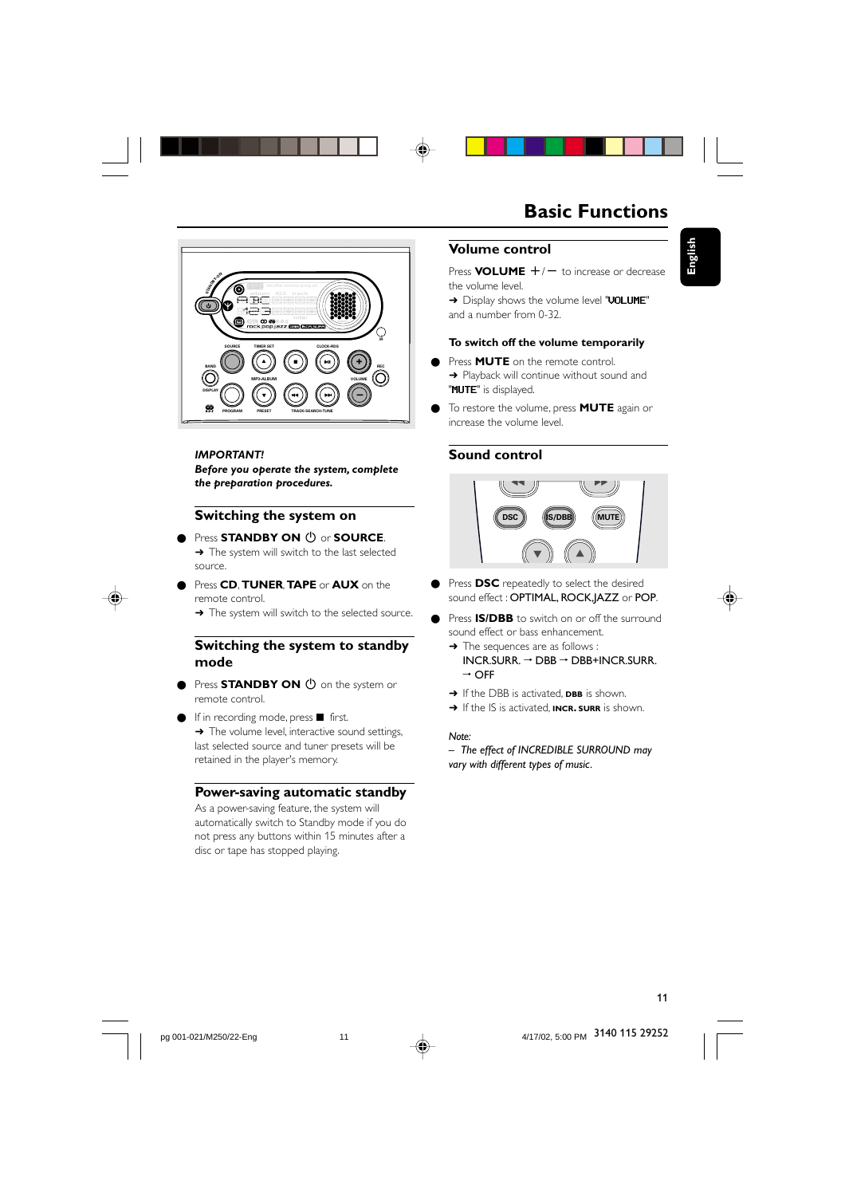# Basic Functions

English

*IMPORTANT!*
***Before you operate the system, complete the preparation procedures.***

## Switching the system on

- Press **STANDBY ON** ⏻ or **SOURCE**.
  → The system will switch to the last selected source.
- Press **CD**, **TUNER**, **TAPE** or **AUX** on the remote control.
  → The system will switch to the selected source.

## Switching the system to standby mode

- Press **STANDBY ON** ⏻ on the system or remote control.
- If in recording mode, press ■ first.
  → The volume level, interactive sound settings, last selected source and tuner presets will be retained in the player's memory.

## Power-saving automatic standby

As a power-saving feature, the system will automatically switch to Standby mode if you do not press any buttons within 15 minutes after a disc or tape has stopped playing.

## Volume control

Press **VOLUME** + / − to increase or decrease the volume level.
→ Display shows the volume level "VOLUME" and a number from 0-32.

### To switch off the volume temporarily

- Press **MUTE** on the remote control.
  → Playback will continue without sound and "MUTE" is displayed.
- To restore the volume, press **MUTE** again or increase the volume level.

## Sound control

- Press **DSC** repeatedly to select the desired sound effect : OPTIMAL, ROCK, JAZZ or POP.
- Press **IS/DBB** to switch on or off the surround sound effect or bass enhancement.
  → The sequences are as follows :
  INCR.SURR. → DBB → DBB+INCR.SURR. → OFF
  → If the DBB is activated, **DBB** is shown.
  → If the IS is activated, **INCR. SURR** is shown.

*Note:*
*– The effect of INCREDIBLE SURROUND may vary with different types of music.*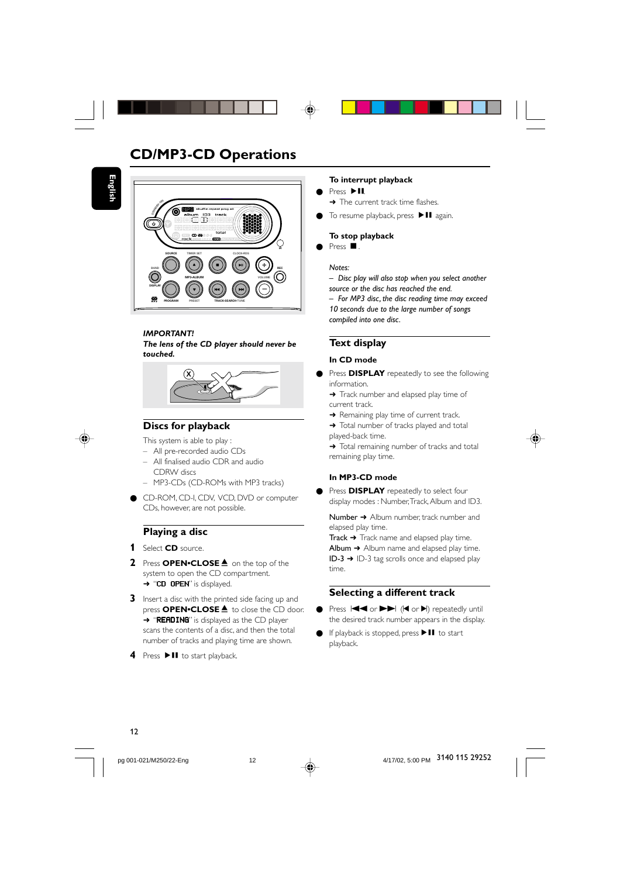# CD/MP3-CD Operations

*IMPORTANT!*
***The lens of the CD player should never be touched.***

## Discs for playback

This system is able to play :

- All pre-recorded audio CDs
- All finalised audio CDR and audio CDRW discs
- MP3-CDs (CD-ROMs with MP3 tracks)

● CD-ROM, CD-I, CDV, VCD, DVD or computer CDs, however, are not possible.

## Playing a disc

1. Select **CD** source.
2. Press **OPEN•CLOSE** ▲ on the top of the system to open the CD compartment.
   ➜ "CD OPEN" is displayed.
3. Insert a disc with the printed side facing up and press **OPEN•CLOSE** ▲ to close the CD door.
   ➜ "READING" is displayed as the CD player scans the contents of a disc, and then the total number of tracks and playing time are shown.
4. Press ▶II to start playback.

**To interrupt playback**

● Press ▶II.
➜ The current track time flashes.

● To resume playback, press ▶II again.

**To stop playback**

● Press ■.

*Notes:*
*– Disc play will also stop when you select another source or the disc has reached the end.*
*– For MP3 disc, the disc reading time may exceed 10 seconds due to the large number of songs compiled into one disc.*

## Text display

**In CD mode**

● Press **DISPLAY** repeatedly to see the following information.
➜ Track number and elapsed play time of current track.
➜ Remaining play time of current track.
➜ Total number of tracks played and total played-back time.
➜ Total remaining number of tracks and total remaining play time.

**In MP3-CD mode**

● Press **DISPLAY** repeatedly to select four display modes : Number, Track, Album and ID3.

Number ➜ Album number, track number and elapsed play time.
Track ➜ Track name and elapsed play time.
Album ➜ Album name and elapsed play time.
ID-3 ➜ ID-3 tag scrolls once and elapsed play time.

## Selecting a different track

● Press ◀◀ or ▶▶ (◀ or ▶) repeatedly until the desired track number appears in the display.

● If playback is stopped, press ▶II to start playback.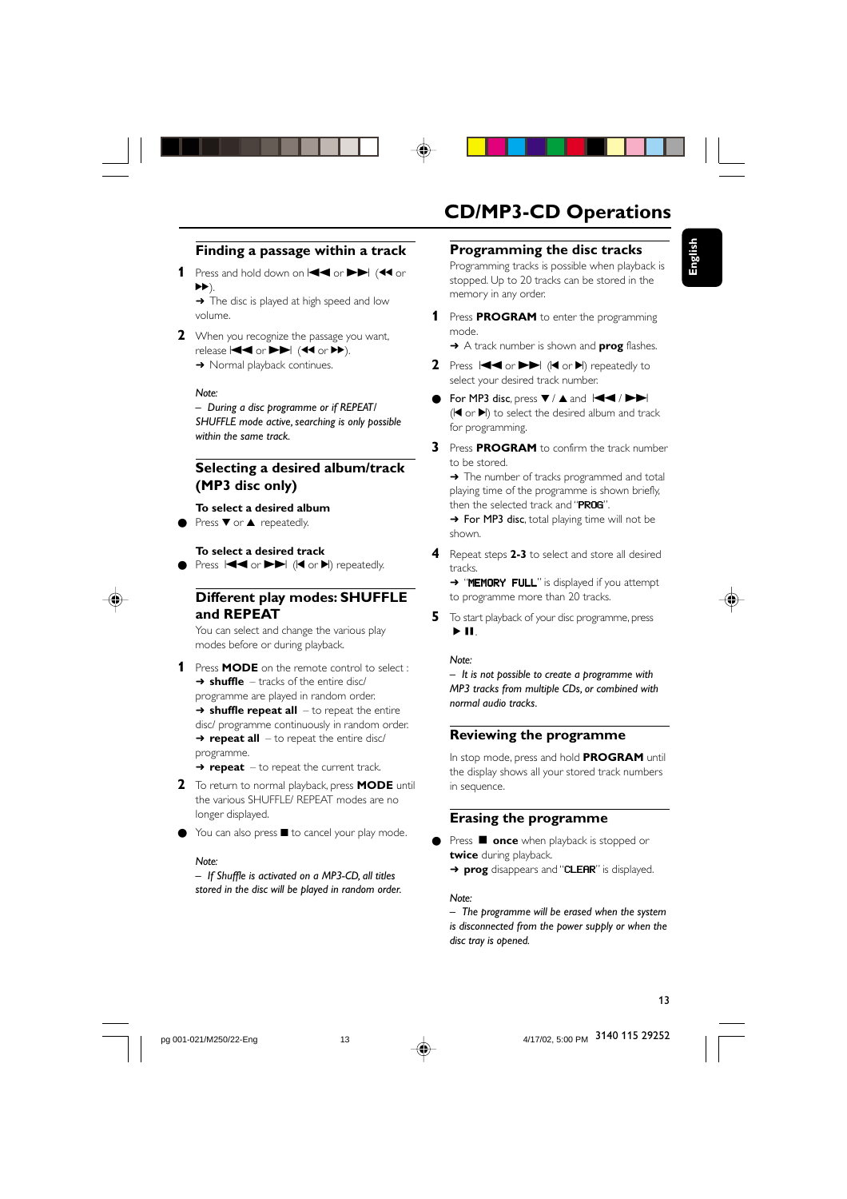# CD/MP3-CD Operations

English

## Finding a passage within a track

**1** Press and hold down on ⏮ or ⏭ (◀◀ or ▶▶).
➜ The disc is played at high speed and low volume.

**2** When you recognize the passage you want, release ⏮ or ⏭ (◀◀ or ▶▶).
➜ Normal playback continues.

*Note:*
*– During a disc programme or if REPEAT/ SHUFFLE mode active, searching is only possible within the same track.*

## Selecting a desired album/track (MP3 disc only)

**To select a desired album**
- Press ▼ or ▲ repeatedly.

**To select a desired track**
- Press ⏮ or ⏭ (⏮ or ⏭) repeatedly.

## Different play modes: SHUFFLE and REPEAT

You can select and change the various play modes before or during playback.

**1** Press **MODE** on the remote control to select :
➜ **shuffle** – tracks of the entire disc/ programme are played in random order.
➜ **shuffle repeat all** – to repeat the entire disc/ programme continuously in random order.
➜ **repeat all** – to repeat the entire disc/ programme.
➜ **repeat** – to repeat the current track.

**2** To return to normal playback, press **MODE** until the various SHUFFLE/ REPEAT modes are no longer displayed.

- You can also press ■ to cancel your play mode.

*Note:*
*– If Shuffle is activated on a MP3-CD, all titles stored in the disc will be played in random order.*

## Programming the disc tracks

Programming tracks is possible when playback is stopped. Up to 20 tracks can be stored in the memory in any order.

**1** Press **PROGRAM** to enter the programming mode.
➜ A track number is shown and **prog** flashes.

**2** Press ⏮ or ⏭ (⏮ or ⏭) repeatedly to select your desired track number.

- For MP3 disc, press ▼ / ▲ and ⏮ / ⏭ (⏮ or ⏭) to select the desired album and track for programming.

**3** Press **PROGRAM** to confirm the track number to be stored.
➜ The number of tracks programmed and total playing time of the programme is shown briefly, then the selected track and "**PROG**".
➜ For MP3 disc, total playing time will not be shown.

**4** Repeat steps **2-3** to select and store all desired tracks.
➜ "**MEMORY FULL**" is displayed if you attempt to programme more than 20 tracks.

**5** To start playback of your disc programme, press ▶⏸.

*Note:*
*– It is not possible to create a programme with MP3 tracks from multiple CDs, or combined with normal audio tracks.*

## Reviewing the programme

In stop mode, press and hold **PROGRAM** until the display shows all your stored track numbers in sequence.

## Erasing the programme

- Press ■ **once** when playback is stopped or **twice** during playback.
➜ **prog** disappears and "**CLEAR**" is displayed.

*Note:*
*– The programme will be erased when the system is disconnected from the power supply or when the disc tray is opened.*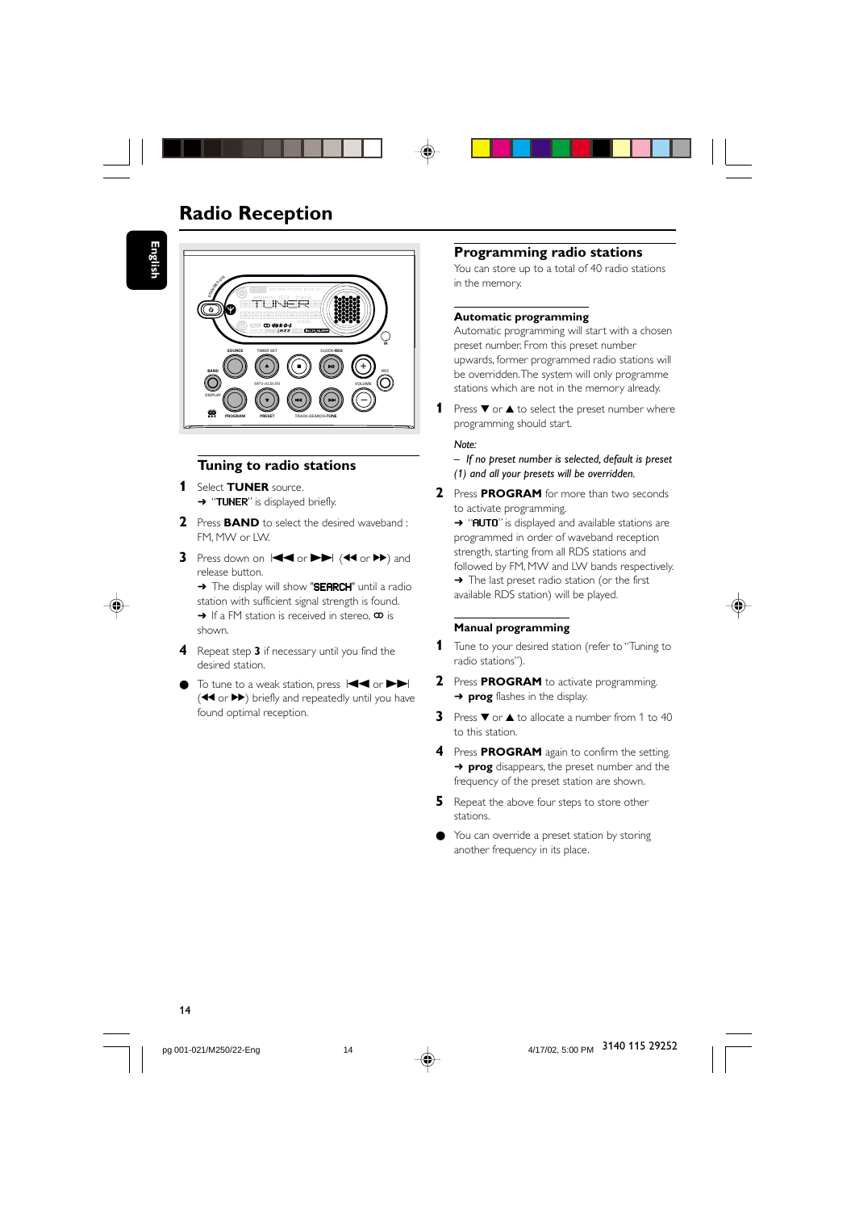# Radio Reception

English

## Tuning to radio stations

**1** Select **TUNER** source.
➜ "**TUNER**" is displayed briefly.

**2** Press **BAND** to select the desired waveband : FM, MW or LW.

**3** Press down on ⏮ or ⏭ (◀◀ or ▶▶) and release button.
➜ The display will show "**SEARCH**" until a radio station with sufficient signal strength is found.
➜ If a FM station is received in stereo, ꝏ is shown.

**4** Repeat step **3** if necessary until you find the desired station.

● To tune to a weak station, press ⏮ or ⏭ (◀◀ or ▶▶) briefly and repeatedly until you have found optimal reception.

## Programming radio stations

You can store up to a total of 40 radio stations in the memory.

### Automatic programming

Automatic programming will start with a chosen preset number. From this preset number upwards, former programmed radio stations will be overridden. The system will only programme stations which are not in the memory already.

**1** Press ▼ or ▲ to select the preset number where programming should start.

*Note:*

*– If no preset number is selected, default is preset (1) and all your presets will be overridden.*

**2** Press **PROGRAM** for more than two seconds to activate programming.
➜ "**AUTO**" is displayed and available stations are programmed in order of waveband reception strength, starting from all RDS stations and followed by FM, MW and LW bands respectively.
➜ The last preset radio station (or the first available RDS station) will be played.

### Manual programming

**1** Tune to your desired station (refer to "Tuning to radio stations").

**2** Press **PROGRAM** to activate programming.
➜ **prog** flashes in the display.

**3** Press ▼ or ▲ to allocate a number from 1 to 40 to this station.

**4** Press **PROGRAM** again to confirm the setting.
➜ **prog** disappears, the preset number and the frequency of the preset station are shown.

**5** Repeat the above four steps to store other stations.

● You can override a preset station by storing another frequency in its place.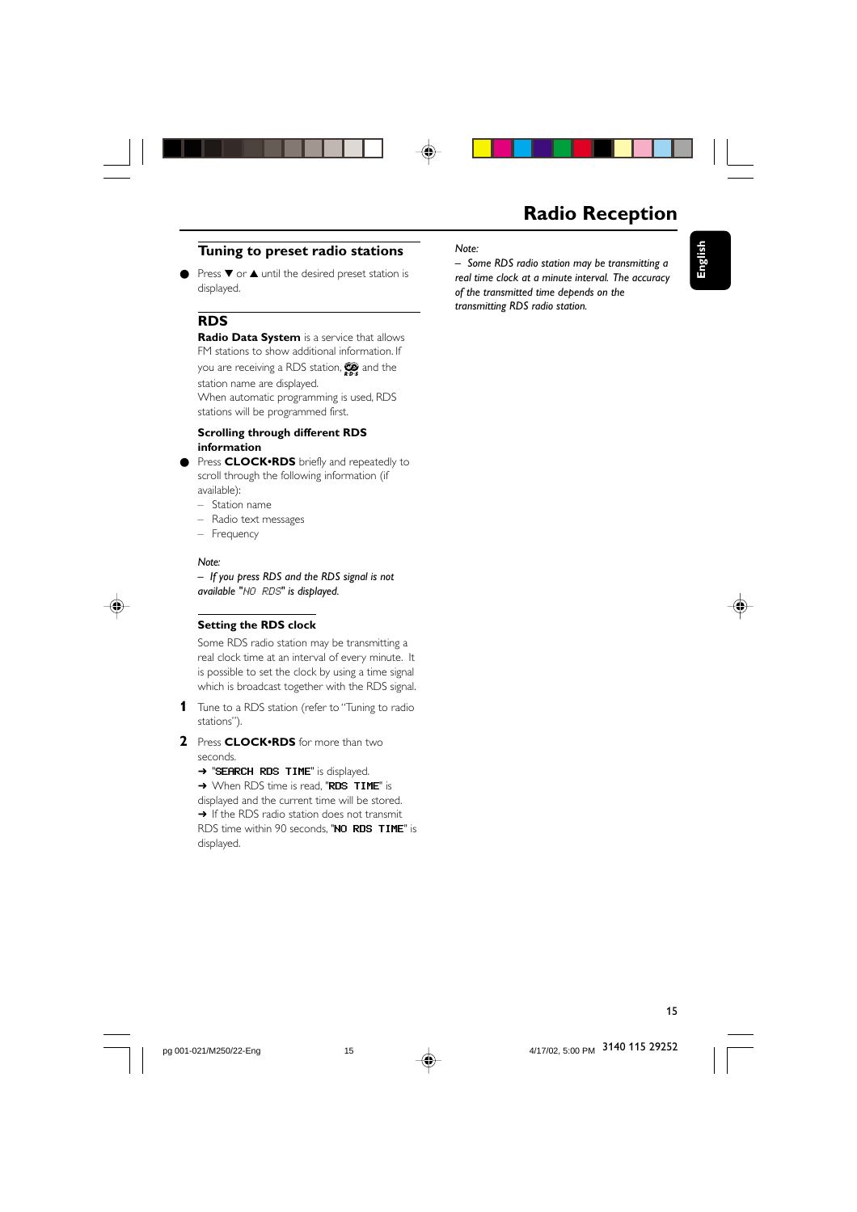# Radio Reception

## Tuning to preset radio stations

- Press ▼ or ▲ until the desired preset station is displayed.

## RDS

**Radio Data System** is a service that allows FM stations to show additional information. If you are receiving a RDS station, RDS and the station name are displayed.
When automatic programming is used, RDS stations will be programmed first.

### Scrolling through different RDS information

- Press **CLOCK•RDS** briefly and repeatedly to scroll through the following information (if available):
  – Station name
  – Radio text messages
  – Frequency

*Note:*
*– If you press RDS and the RDS signal is not available "NO RDS" is displayed.*

### Setting the RDS clock

Some RDS radio station may be transmitting a real clock time at an interval of every minute. It is possible to set the clock by using a time signal which is broadcast together with the RDS signal.

1. Tune to a RDS station (refer to "Tuning to radio stations").
2. Press **CLOCK•RDS** for more than two seconds.
   ➜ "SEARCH RDS TIME" is displayed.
   ➜ When RDS time is read, "RDS TIME" is displayed and the current time will be stored.
   ➜ If the RDS radio station does not transmit RDS time within 90 seconds, "NO RDS TIME" is displayed.

*Note:*
*– Some RDS radio station may be transmitting a real time clock at a minute interval. The accuracy of the transmitted time depends on the transmitting RDS radio station.*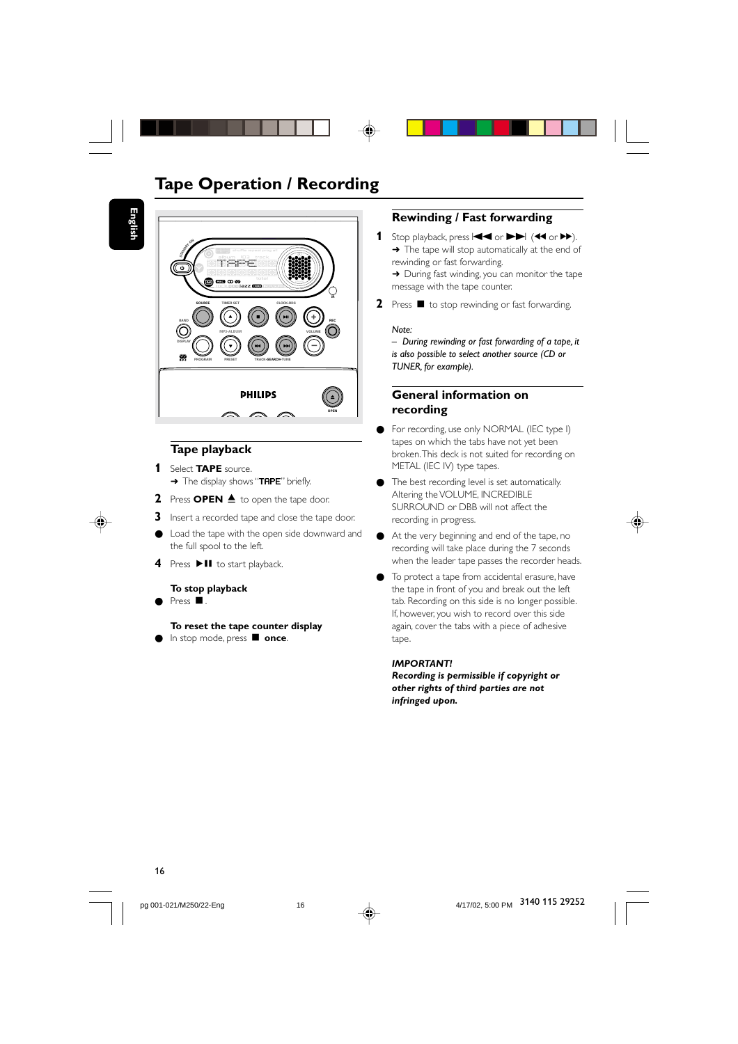# Tape Operation / Recording

## Tape playback

**1** Select **TAPE** source.
→ The display shows "**TAPE**" briefly.

**2** Press **OPEN** ▲ to open the tape door.

**3** Insert a recorded tape and close the tape door.

- Load the tape with the open side downward and the full spool to the left.

**4** Press ▶II to start playback.

**To stop playback**

- Press ■.

**To reset the tape counter display**

- In stop mode, press ■ **once**.

## Rewinding / Fast forwarding

**1** Stop playback, press |◀◀ or ▶▶| (◀◀ or ▶▶).
→ The tape will stop automatically at the end of rewinding or fast forwarding.
→ During fast winding, you can monitor the tape message with the tape counter.

**2** Press ■ to stop rewinding or fast forwarding.

*Note:*
*– During rewinding or fast forwarding of a tape, it is also possible to select another source (CD or TUNER, for example).*

## General information on recording

- For recording, use only NORMAL (IEC type I) tapes on which the tabs have not yet been broken. This deck is not suited for recording on METAL (IEC IV) type tapes.
- The best recording level is set automatically. Altering the VOLUME, INCREDIBLE SURROUND or DBB will not affect the recording in progress.
- At the very beginning and end of the tape, no recording will take place during the 7 seconds when the leader tape passes the recorder heads.
- To protect a tape from accidental erasure, have the tape in front of you and break out the left tab. Recording on this side is no longer possible. If, however, you wish to record over this side again, cover the tabs with a piece of adhesive tape.

***IMPORTANT!***
***Recording is permissible if copyright or other rights of third parties are not infringed upon.***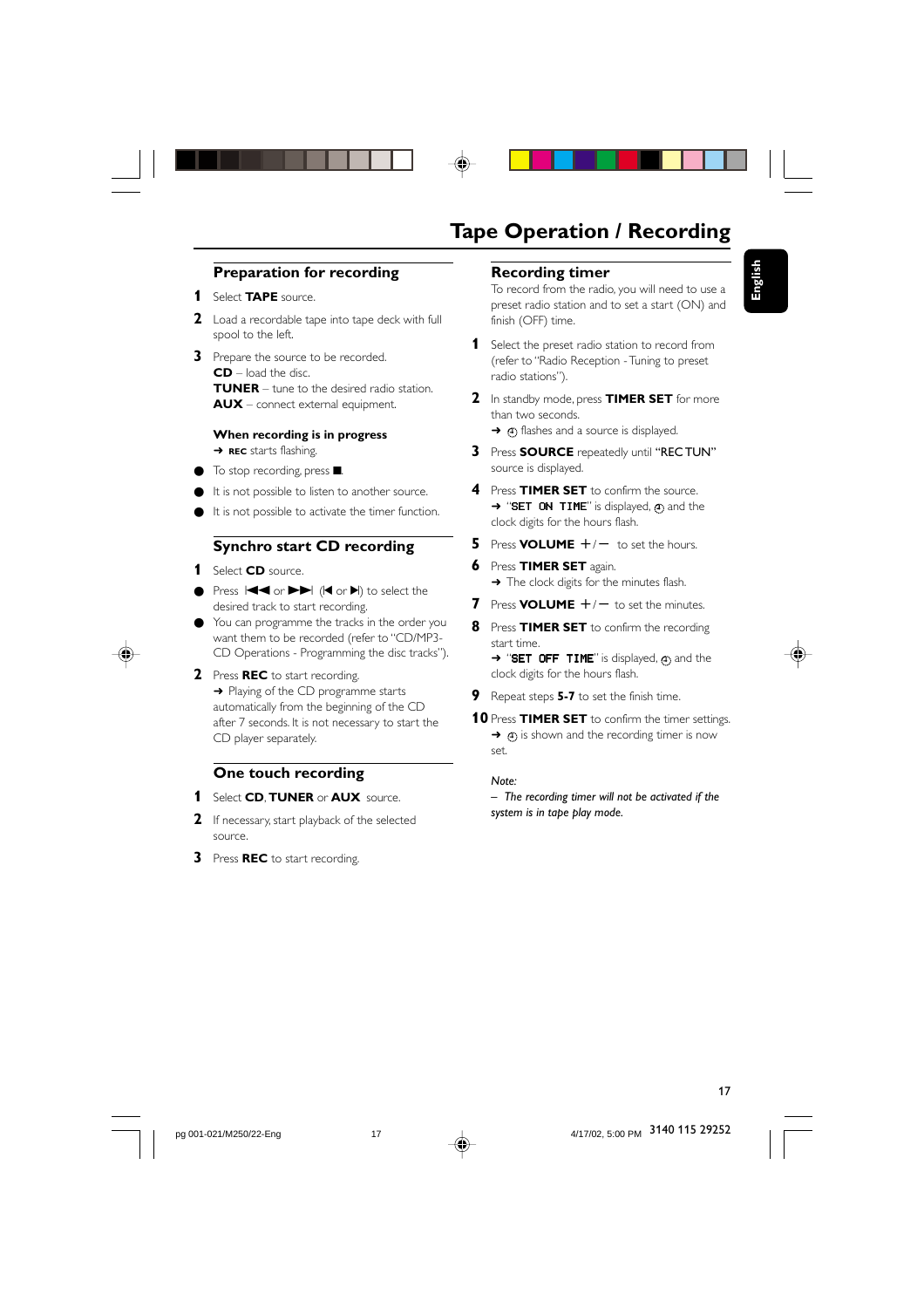# Tape Operation / Recording

## Preparation for recording

1. Select **TAPE** source.
2. Load a recordable tape into tape deck with full spool to the left.
3. Prepare the source to be recorded.
   **CD** – load the disc.
   **TUNER** – tune to the desired radio station.
   **AUX** – connect external equipment.

**When recording is in progress**

➜ **REC** starts flashing.

- To stop recording, press ■.
- It is not possible to listen to another source.
- It is not possible to activate the timer function.

## Synchro start CD recording

1. Select **CD** source.
   - Press |◀◀ or ▶▶| (|◀ or ▶|) to select the desired track to start recording.
   - You can programme the tracks in the order you want them to be recorded (refer to "CD/MP3-CD Operations - Programming the disc tracks").
2. Press **REC** to start recording.
   ➜ Playing of the CD programme starts automatically from the beginning of the CD after 7 seconds. It is not necessary to start the CD player separately.

## One touch recording

1. Select **CD**, **TUNER** or **AUX** source.
2. If necessary, start playback of the selected source.
3. Press **REC** to start recording.

## Recording timer

To record from the radio, you will need to use a preset radio station and to set a start (ON) and finish (OFF) time.

1. Select the preset radio station to record from (refer to "Radio Reception - Tuning to preset radio stations").
2. In standby mode, press **TIMER SET** for more than two seconds.
   ➜ ⏲ flashes and a source is displayed.
3. Press **SOURCE** repeatedly until "REC TUN" source is displayed.
4. Press **TIMER SET** to confirm the source.
   ➜ "SET ON TIME" is displayed, ⏲ and the clock digits for the hours flash.
5. Press **VOLUME** +/− to set the hours.
6. Press **TIMER SET** again.
   ➜ The clock digits for the minutes flash.
7. Press **VOLUME** +/− to set the minutes.
8. Press **TIMER SET** to confirm the recording start time.
   ➜ "SET OFF TIME" is displayed, ⏲ and the clock digits for the hours flash.
9. Repeat steps **5-7** to set the finish time.
10. Press **TIMER SET** to confirm the timer settings.
    ➜ ⏲ is shown and the recording timer is now set.

*Note:*
*– The recording timer will not be activated if the system is in tape play mode.*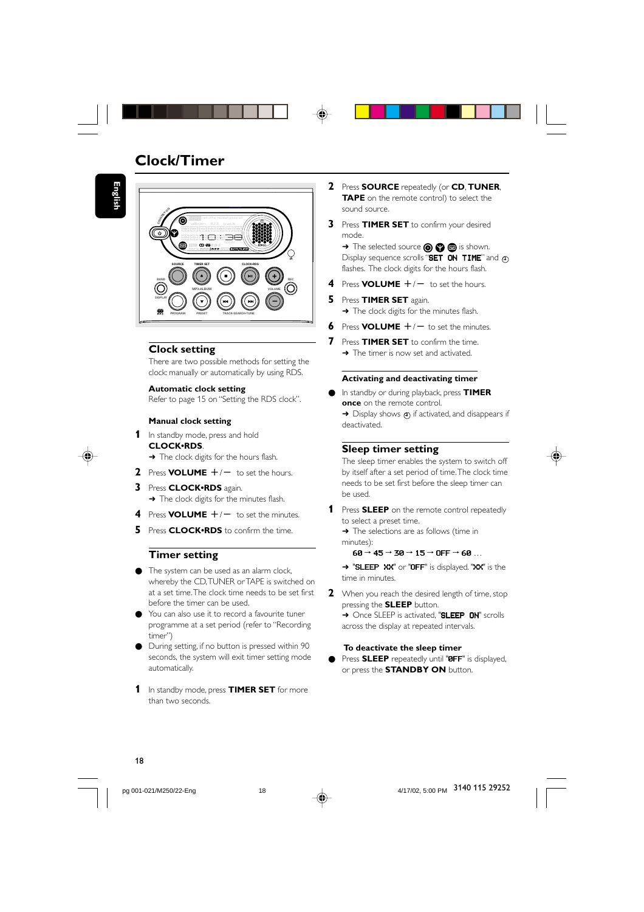# Clock/Timer

## Clock setting

There are two possible methods for setting the clock: manually or automatically by using RDS.

### Automatic clock setting

Refer to page 15 on "Setting the RDS clock".

### Manual clock setting

1. In standby mode, press and hold **CLOCK•RDS**.
   → The clock digits for the hours flash.
2. Press **VOLUME** +/– to set the hours.
3. Press **CLOCK•RDS** again.
   → The clock digits for the minutes flash.
4. Press **VOLUME** +/– to set the minutes.
5. Press **CLOCK•RDS** to confirm the time.

## Timer setting

- The system can be used as an alarm clock, whereby the CD, TUNER or TAPE is switched on at a set time. The clock time needs to be set first before the timer can be used.
- You can also use it to record a favourite tuner programme at a set period (refer to "Recording timer")
- During setting, if no button is pressed within 90 seconds, the system will exit timer setting mode automatically.

1. In standby mode, press **TIMER SET** for more than two seconds.
2. Press **SOURCE** repeatedly (or **CD**, **TUNER**, **TAPE** on the remote control) to select the sound source.
3. Press **TIMER SET** to confirm your desired mode.
   → The selected source is shown. Display sequence scrolls "**SET ON TIME**" and flashes. The clock digits for the hours flash.
4. Press **VOLUME** +/– to set the hours.
5. Press **TIMER SET** again.
   → The clock digits for the minutes flash.
6. Press **VOLUME** +/– to set the minutes.
7. Press **TIMER SET** to confirm the time.
   → The timer is now set and activated.

### Activating and deactivating timer

- In standby or during playback, press **TIMER once** on the remote control.
  → Display shows if activated, and disappears if deactivated.

## Sleep timer setting

The sleep timer enables the system to switch off by itself after a set period of time. The clock time needs to be set first before the sleep timer can be used.

1. Press **SLEEP** on the remote control repeatedly to select a preset time.
   → The selections are as follows (time in minutes):
   **60** → **45** → **30** → **15** → **OFF** → **60** …
   → "**SLEEP XX**" or "**OFF**" is displayed. "**XX**" is the time in minutes.
2. When you reach the desired length of time, stop pressing the **SLEEP** button.
   → Once SLEEP is activated, "**SLEEP ON**" scrolls across the display at repeated intervals.

### To deactivate the sleep timer

- Press **SLEEP** repeatedly until "**OFF**" is displayed, or press the **STANDBY ON** button.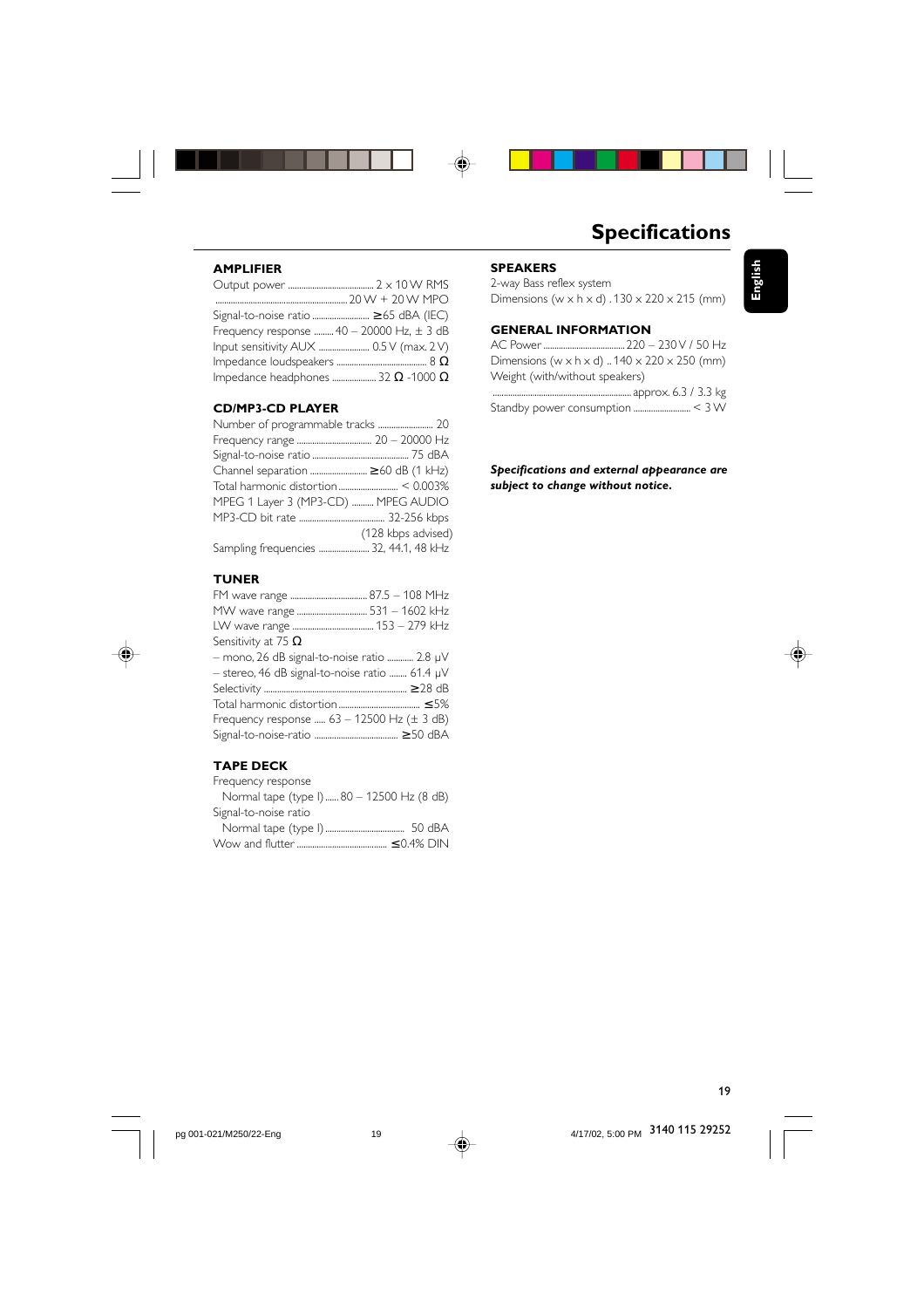# Specifications

## AMPLIFIER

Output power ........................................ 2 × 10 W RMS
............................................................ 20 W + 20 W MPO
Signal-to-noise ratio .......................... ≥65 dBA (IEC)
Frequency response ......... 40 – 20000 Hz, ± 3 dB
Input sensitivity AUX ....................... 0.5 V (max. 2 V)
Impedance loudspeakers ......................................... 8 Ω
Impedance headphones .................... 32 Ω -1000 Ω

## CD/MP3-CD PLAYER

Number of programmable tracks ......................... 20
Frequency range .................................. 20 – 20000 Hz
Signal-to-noise ratio ............................................ 75 dBA
Channel separation .......................... ≥60 dB (1 kHz)
Total harmonic distortion ........................... < 0.003%
MPEG 1 Layer 3 (MP3-CD) .......... MPEG AUDIO
MP3-CD bit rate ....................................... 32-256 kbps
(128 kbps advised)
Sampling frequencies ....................... 32, 44.1, 48 kHz

## TUNER

FM wave range .................................. 87.5 – 108 MHz
MW wave range ............................... 531 – 1602 kHz
LW wave range .................................... 153 – 279 kHz
Sensitivity at 75 Ω
– mono, 26 dB signal-to-noise ratio ........... 2.8 µV
– stereo, 46 dB signal-to-noise ratio ........ 61.4 µV
Selectivity ................................................................ ≥28 dB
Total harmonic distortion ...................................... ≤5%
Frequency response ..... 63 – 12500 Hz (± 3 dB)
Signal-to-noise-ratio ..................................... ≥50 dBA

## TAPE DECK

Frequency response
Normal tape (type I) ...... 80 – 12500 Hz (8 dB)
Signal-to-noise ratio
Normal tape (type I) .................................... 50 dBA
Wow and flutter ......................................... ≤0.4% DIN

## SPEAKERS

2-way Bass reflex system
Dimensions (w x h x d) . 130 x 220 x 215 (mm)

## GENERAL INFORMATION

AC Power ....................................... 220 – 230 V / 50 Hz
Dimensions (w x h x d) .. 140 x 220 x 250 (mm)
Weight (with/without speakers)
................................................................... approx. 6.3 / 3.3 kg
Standby power consumption .......................... < 3 W

***Specifications and external appearance are subject to change without notice.***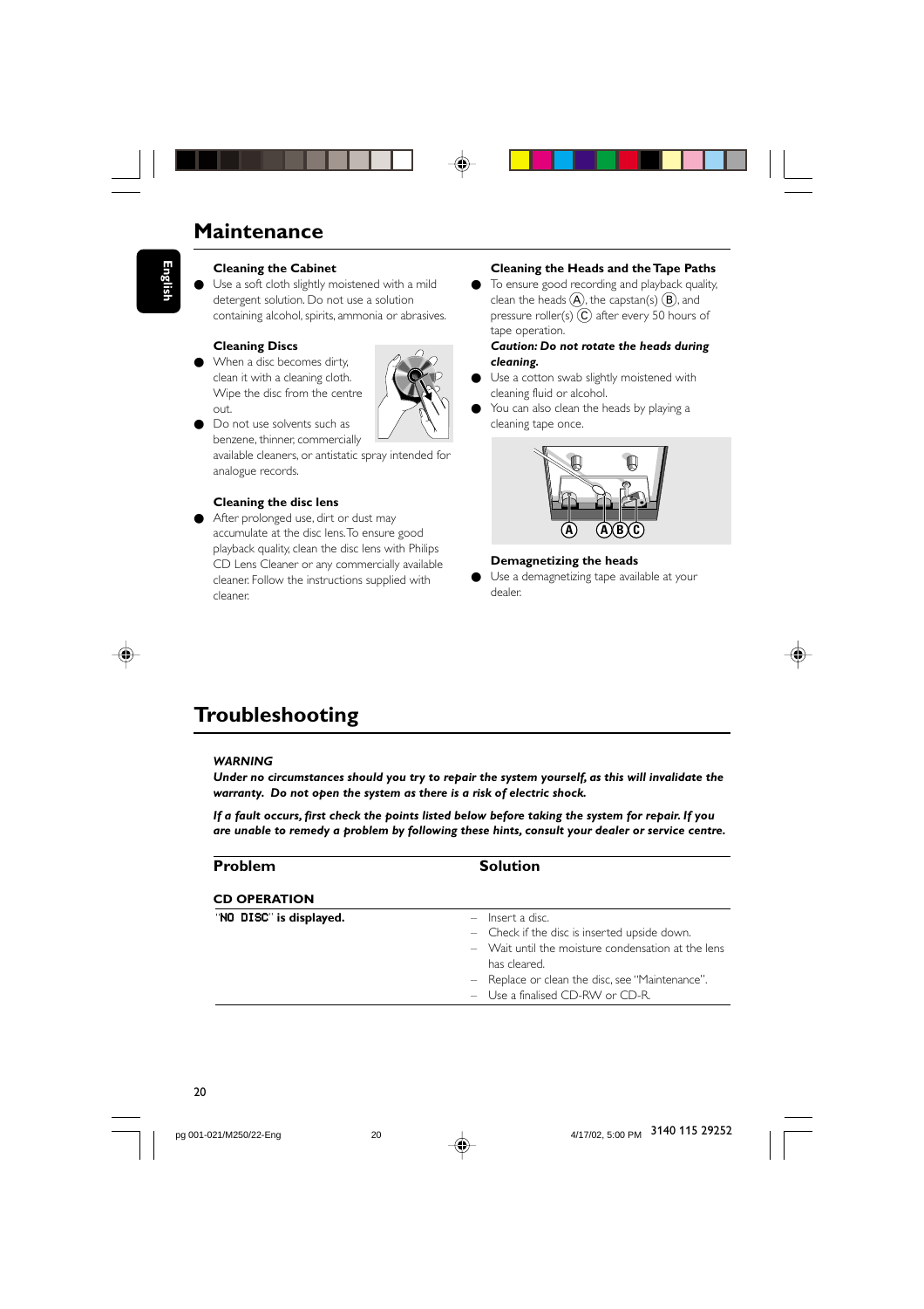# Maintenance

### Cleaning the Cabinet

- Use a soft cloth slightly moistened with a mild detergent solution. Do not use a solution containing alcohol, spirits, ammonia or abrasives.

### Cleaning Discs

- When a disc becomes dirty, clean it with a cleaning cloth. Wipe the disc from the centre out.
- Do not use solvents such as benzene, thinner, commercially available cleaners, or antistatic spray intended for analogue records.

### Cleaning the disc lens

- After prolonged use, dirt or dust may accumulate at the disc lens. To ensure good playback quality, clean the disc lens with Philips CD Lens Cleaner or any commercially available cleaner. Follow the instructions supplied with cleaner.

### Cleaning the Heads and the Tape Paths

- To ensure good recording and playback quality, clean the heads (A), the capstan(s) (B), and pressure roller(s) (C) after every 50 hours of tape operation.

***Caution: Do not rotate the heads during cleaning.***

- Use a cotton swab slightly moistened with cleaning fluid or alcohol.
- You can also clean the heads by playing a cleaning tape once.

### Demagnetizing the heads

- Use a demagnetizing tape available at your dealer.

# Troubleshooting

***WARNING***

***Under no circumstances should you try to repair the system yourself, as this will invalidate the warranty. Do not open the system as there is a risk of electric shock.***

***If a fault occurs, first check the points listed below before taking the system for repair. If you are unable to remedy a problem by following these hints, consult your dealer or service centre.***

| Problem | Solution |
|---|---|
| **CD OPERATION** | |
| **"NO DISC" is displayed.** | – Insert a disc.<br>– Check if the disc is inserted upside down.<br>– Wait until the moisture condensation at the lens has cleared.<br>– Replace or clean the disc, see "Maintenance".<br>– Use a finalised CD-RW or CD-R. |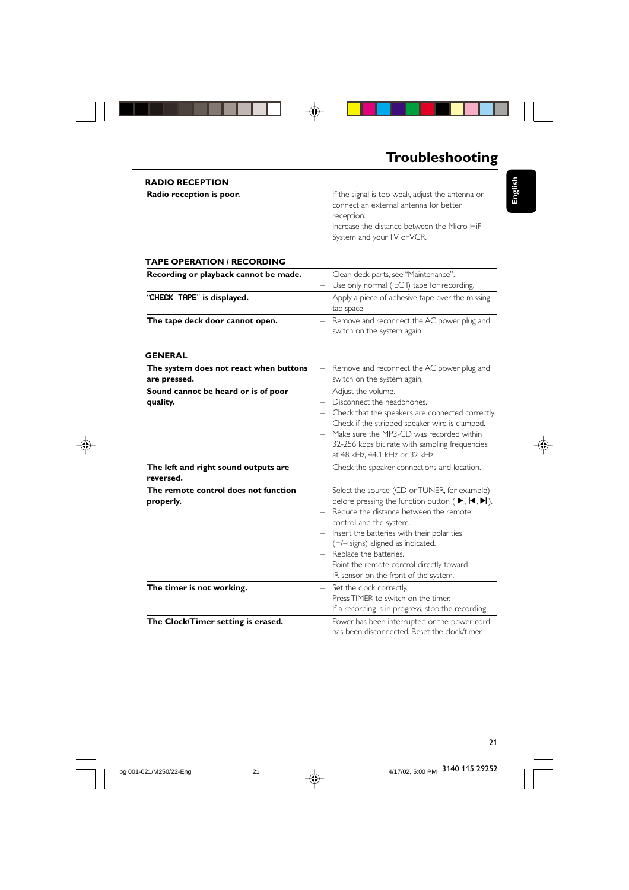# Troubleshooting

English

### RADIO RECEPTION

| | |
|---|---|
| **Radio reception is poor.** | – If the signal is too weak, adjust the antenna or connect an external antenna for better reception.<br>– Increase the distance between the Micro HiFi System and your TV or VCR. |

### TAPE OPERATION / RECORDING

| | |
|---|---|
| **Recording or playback cannot be made.** | – Clean deck parts, see "Maintenance".<br>– Use only normal (IEC I) tape for recording. |
| **"CHECK TAPE" is displayed.** | – Apply a piece of adhesive tape over the missing tab space. |
| **The tape deck door cannot open.** | – Remove and reconnect the AC power plug and switch on the system again. |

### GENERAL

| | |
|---|---|
| **The system does not react when buttons are pressed.** | – Remove and reconnect the AC power plug and switch on the system again. |
| **Sound cannot be heard or is of poor quality.** | – Adjust the volume.<br>– Disconnect the headphones.<br>– Check that the speakers are connected correctly.<br>– Check if the stripped speaker wire is clamped.<br>– Make sure the MP3-CD was recorded within 32-256 kbps bit rate with sampling frequencies at 48 kHz, 44.1 kHz or 32 kHz. |
| **The left and right sound outputs are reversed.** | – Check the speaker connections and location. |
| **The remote control does not function properly.** | – Select the source (CD or TUNER, for example) before pressing the function button (▶, ◀◀, ▶▶).<br>– Reduce the distance between the remote control and the system.<br>– Insert the batteries with their polarities (+/– signs) aligned as indicated.<br>– Replace the batteries.<br>– Point the remote control directly toward IR sensor on the front of the system. |
| **The timer is not working.** | – Set the clock correctly.<br>– Press TIMER to switch on the timer.<br>– If a recording is in progress, stop the recording. |
| **The Clock/Timer setting is erased.** | – Power has been interrupted or the power cord has been disconnected. Reset the clock/timer. |